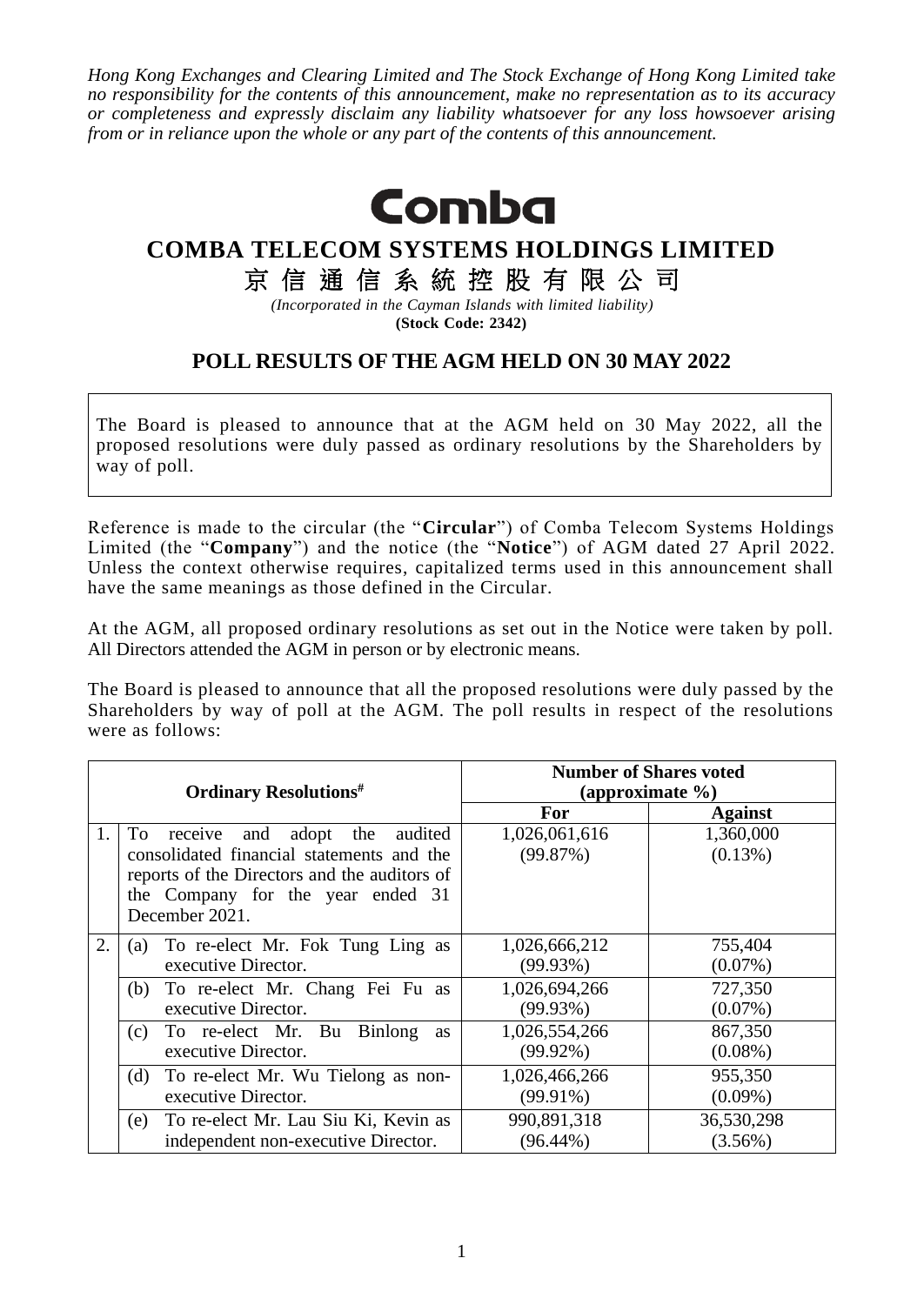*Hong Kong Exchanges and Clearing Limited and The Stock Exchange of Hong Kong Limited take no responsibility for the contents of this announcement, make no representation as to its accuracy or completeness and expressly disclaim any liability whatsoever for any loss howsoever arising from or in reliance upon the whole or any part of the contents of this announcement.*

Comba

# COMBA TELECOM SYSTEMS HOLDINGS LIMITED

# 京 信 通 信 系 統 控 股 有 限 公 司

*(Incorporated in the Cayman Islands with limited liability)*
**(Stock Code: 2342)**

## POLL RESULTS OF THE AGM HELD ON 30 MAY 2022

The Board is pleased to announce that at the AGM held on 30 May 2022, all the proposed resolutions were duly passed as ordinary resolutions by the Shareholders by way of poll.

Reference is made to the circular (the "**Circular**") of Comba Telecom Systems Holdings Limited (the "**Company**") and the notice (the "**Notice**") of AGM dated 27 April 2022. Unless the context otherwise requires, capitalized terms used in this announcement shall have the same meanings as those defined in the Circular.

At the AGM, all proposed ordinary resolutions as set out in the Notice were taken by poll. All Directors attended the AGM in person or by electronic means.

The Board is pleased to announce that all the proposed resolutions were duly passed by the Shareholders by way of poll at the AGM. The poll results in respect of the resolutions were as follows:

| Ordinary Resolutions# | | Number of Shares voted (approximate %) | |
|---|---|---|---|
| | | **For** | **Against** |
| 1. | To receive and adopt the audited consolidated financial statements and the reports of the Directors and the auditors of the Company for the year ended 31 December 2021. | 1,026,061,616 (99.87%) | 1,360,000 (0.13%) |
| 2. | (a) To re-elect Mr. Fok Tung Ling as executive Director. | 1,026,666,212 (99.93%) | 755,404 (0.07%) |
| | (b) To re-elect Mr. Chang Fei Fu as executive Director. | 1,026,694,266 (99.93%) | 727,350 (0.07%) |
| | (c) To re-elect Mr. Bu Binlong as executive Director. | 1,026,554,266 (99.92%) | 867,350 (0.08%) |
| | (d) To re-elect Mr. Wu Tielong as non-executive Director. | 1,026,466,266 (99.91%) | 955,350 (0.09%) |
| | (e) To re-elect Mr. Lau Siu Ki, Kevin as independent non-executive Director. | 990,891,318 (96.44%) | 36,530,298 (3.56%) |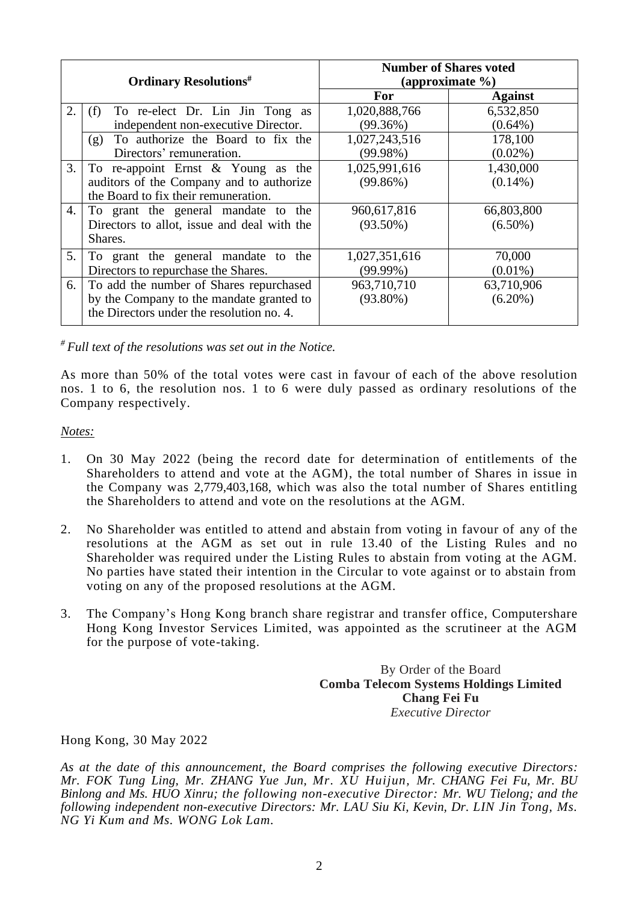| Ordinary Resolutions# | | Number of Shares voted (approximate %) | |
|---|---|---|---|
| | | For | Against |
| 2. | (f) To re-elect Dr. Lin Jin Tong as independent non-executive Director. | 1,020,888,766 (99.36%) | 6,532,850 (0.64%) |
| | (g) To authorize the Board to fix the Directors' remuneration. | 1,027,243,516 (99.98%) | 178,100 (0.02%) |
| 3. | To re-appoint Ernst & Young as the auditors of the Company and to authorize the Board to fix their remuneration. | 1,025,991,616 (99.86%) | 1,430,000 (0.14%) |
| 4. | To grant the general mandate to the Directors to allot, issue and deal with the Shares. | 960,617,816 (93.50%) | 66,803,800 (6.50%) |
| 5. | To grant the general mandate to the Directors to repurchase the Shares. | 1,027,351,616 (99.99%) | 70,000 (0.01%) |
| 6. | To add the number of Shares repurchased by the Company to the mandate granted to the Directors under the resolution no. 4. | 963,710,710 (93.80%) | 63,710,906 (6.20%) |

*# Full text of the resolutions was set out in the Notice.*

As more than 50% of the total votes were cast in favour of each of the above resolution nos. 1 to 6, the resolution nos. 1 to 6 were duly passed as ordinary resolutions of the Company respectively.

*Notes:*

1. On 30 May 2022 (being the record date for determination of entitlements of the Shareholders to attend and vote at the AGM), the total number of Shares in issue in the Company was 2,779,403,168, which was also the total number of Shares entitling the Shareholders to attend and vote on the resolutions at the AGM.

2. No Shareholder was entitled to attend and abstain from voting in favour of any of the resolutions at the AGM as set out in rule 13.40 of the Listing Rules and no Shareholder was required under the Listing Rules to abstain from voting at the AGM. No parties have stated their intention in the Circular to vote against or to abstain from voting on any of the proposed resolutions at the AGM.

3. The Company's Hong Kong branch share registrar and transfer office, Computershare Hong Kong Investor Services Limited, was appointed as the scrutineer at the AGM for the purpose of vote-taking.

By Order of the Board
**Comba Telecom Systems Holdings Limited**
**Chang Fei Fu**
*Executive Director*

Hong Kong, 30 May 2022

*As at the date of this announcement, the Board comprises the following executive Directors: Mr. FOK Tung Ling, Mr. ZHANG Yue Jun, Mr. XU Huijun, Mr. CHANG Fei Fu, Mr. BU Binlong and Ms. HUO Xinru; the following non-executive Director: Mr. WU Tielong; and the following independent non-executive Directors: Mr. LAU Siu Ki, Kevin, Dr. LIN Jin Tong, Ms. NG Yi Kum and Ms. WONG Lok Lam.*